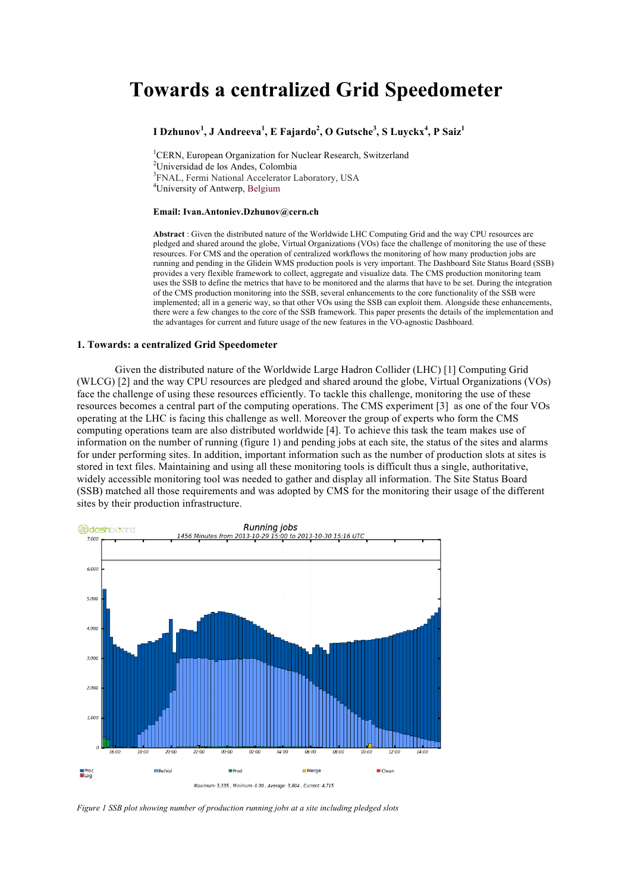# Towards a centralized Grid Speedometer

**I Dzhunov[1], J Andreeva[1], E Fajardo[2], O Gutsche[3], S Luyckx[4], P Saiz[1]**

[1]CERN, European Organization for Nuclear Research, Switzerland
[2]Universidad de los Andes, Colombia
[3]FNAL, Fermi National Accelerator Laboratory, USA
[4]University of Antwerp, Belgium

**Email: Ivan.Antoniev.Dzhunov@cern.ch**

**Abstract** : Given the distributed nature of the Worldwide LHC Computing Grid and the way CPU resources are pledged and shared around the globe, Virtual Organizations (VOs) face the challenge of monitoring the use of these resources. For CMS and the operation of centralized workflows the monitoring of how many production jobs are running and pending in the Glidein WMS production pools is very important. The Dashboard Site Status Board (SSB) provides a very flexible framework to collect, aggregate and visualize data. The CMS production monitoring team uses the SSB to define the metrics that have to be monitored and the alarms that have to be set. During the integration of the CMS production monitoring into the SSB, several enhancements to the core functionality of the SSB were implemented; all in a generic way, so that other VOs using the SSB can exploit them. Alongside these enhancements, there were a few changes to the core of the SSB framework. This paper presents the details of the implementation and the advantages for current and future usage of the new features in the VO-agnostic Dashboard.

## 1. Towards: a centralized Grid Speedometer

Given the distributed nature of the Worldwide Large Hadron Collider (LHC) [1] Computing Grid (WLCG) [2] and the way CPU resources are pledged and shared around the globe, Virtual Organizations (VOs) face the challenge of using these resources efficiently. To tackle this challenge, monitoring the use of these resources becomes a central part of the computing operations. The CMS experiment [3] as one of the four VOs operating at the LHC is facing this challenge as well. Moreover the group of experts who form the CMS computing operations team are also distributed worldwide [4]. To achieve this task the team makes use of information on the number of running (figure 1) and pending jobs at each site, the status of the sites and alarms for under performing sites. In addition, important information such as the number of production slots at sites is stored in text files. Maintaining and using all these monitoring tools is difficult thus a single, authoritative, widely accessible monitoring tool was needed to gather and display all information. The Site Status Board (SSB) matched all those requirements and was adopted by CMS for the monitoring their usage of the different sites by their production infrastructure.

*Figure 1 SSB plot showing number of production running jobs at a site including pledged slots*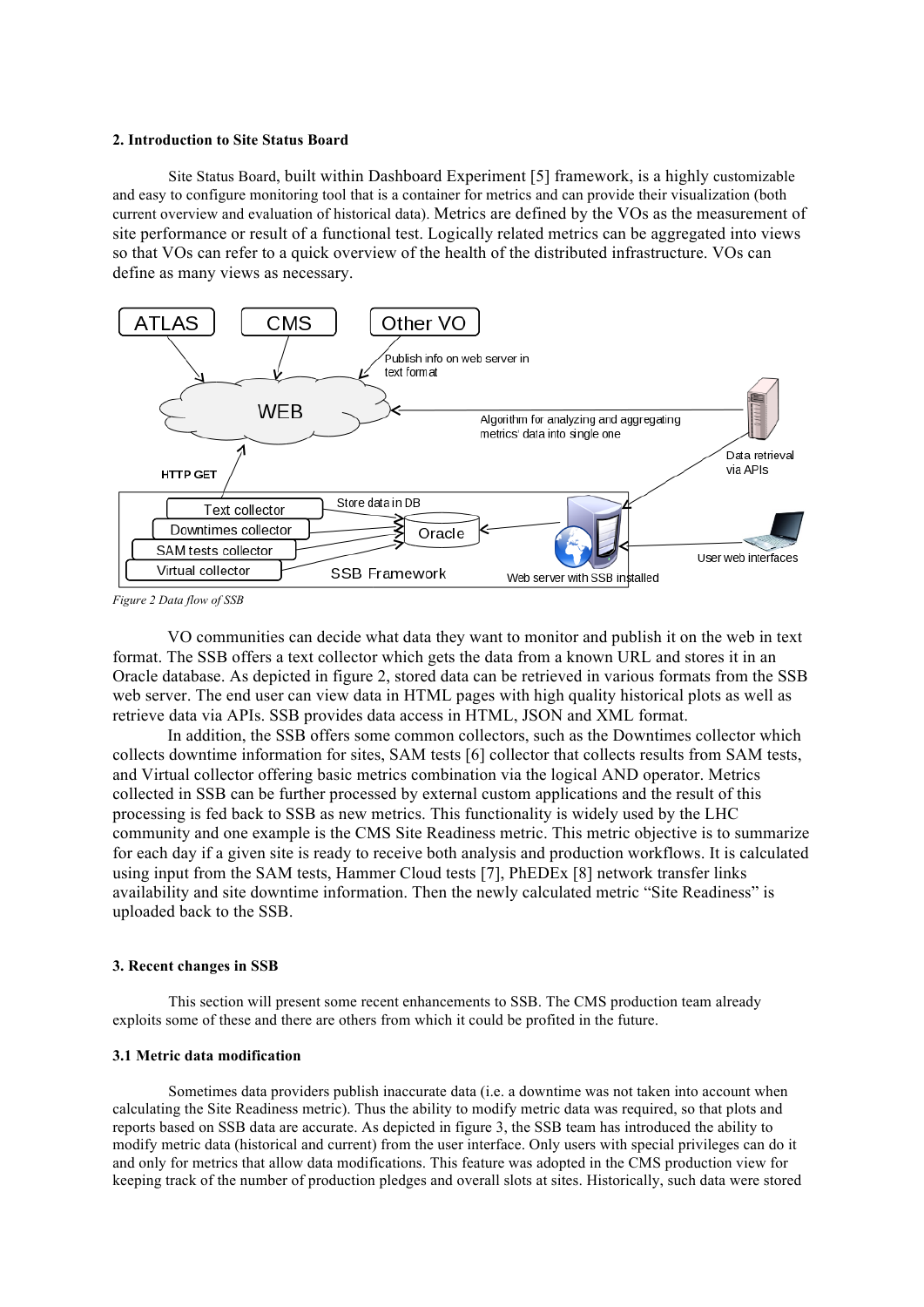## 2. Introduction to Site Status Board

Site Status Board, built within Dashboard Experiment [5] framework, is a highly customizable and easy to configure monitoring tool that is a container for metrics and can provide their visualization (both current overview and evaluation of historical data). Metrics are defined by the VOs as the measurement of site performance or result of a functional test. Logically related metrics can be aggregated into views so that VOs can refer to a quick overview of the health of the distributed infrastructure. VOs can define as many views as necessary.

*Figure 2 Data flow of SSB*

VO communities can decide what data they want to monitor and publish it on the web in text format. The SSB offers a text collector which gets the data from a known URL and stores it in an Oracle database. As depicted in figure 2, stored data can be retrieved in various formats from the SSB web server. The end user can view data in HTML pages with high quality historical plots as well as retrieve data via APIs. SSB provides data access in HTML, JSON and XML format.

In addition, the SSB offers some common collectors, such as the Downtimes collector which collects downtime information for sites, SAM tests [6] collector that collects results from SAM tests, and Virtual collector offering basic metrics combination via the logical AND operator. Metrics collected in SSB can be further processed by external custom applications and the result of this processing is fed back to SSB as new metrics. This functionality is widely used by the LHC community and one example is the CMS Site Readiness metric. This metric objective is to summarize for each day if a given site is ready to receive both analysis and production workflows. It is calculated using input from the SAM tests, Hammer Cloud tests [7], PhEDEx [8] network transfer links availability and site downtime information. Then the newly calculated metric "Site Readiness" is uploaded back to the SSB.

## 3. Recent changes in SSB

This section will present some recent enhancements to SSB. The CMS production team already exploits some of these and there are others from which it could be profited in the future.

### 3.1 Metric data modification

Sometimes data providers publish inaccurate data (i.e. a downtime was not taken into account when calculating the Site Readiness metric). Thus the ability to modify metric data was required, so that plots and reports based on SSB data are accurate. As depicted in figure 3, the SSB team has introduced the ability to modify metric data (historical and current) from the user interface. Only users with special privileges can do it and only for metrics that allow data modifications. This feature was adopted in the CMS production view for keeping track of the number of production pledges and overall slots at sites. Historically, such data were stored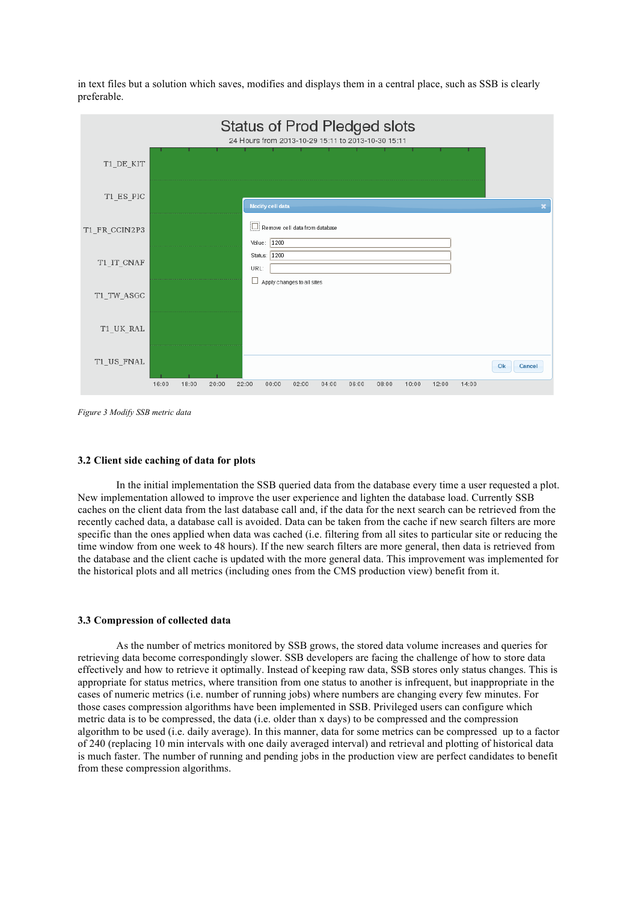in text files but a solution which saves, modifies and displays them in a central place, such as SSB is clearly preferable.

*Figure 3 Modify SSB metric data*

### 3.2 Client side caching of data for plots

In the initial implementation the SSB queried data from the database every time a user requested a plot. New implementation allowed to improve the user experience and lighten the database load. Currently SSB caches on the client data from the last database call and, if the data for the next search can be retrieved from the recently cached data, a database call is avoided. Data can be taken from the cache if new search filters are more specific than the ones applied when data was cached (i.e. filtering from all sites to particular site or reducing the time window from one week to 48 hours). If the new search filters are more general, then data is retrieved from the database and the client cache is updated with the more general data. This improvement was implemented for the historical plots and all metrics (including ones from the CMS production view) benefit from it.

### 3.3 Compression of collected data

As the number of metrics monitored by SSB grows, the stored data volume increases and queries for retrieving data become correspondingly slower. SSB developers are facing the challenge of how to store data effectively and how to retrieve it optimally. Instead of keeping raw data, SSB stores only status changes. This is appropriate for status metrics, where transition from one status to another is infrequent, but inappropriate in the cases of numeric metrics (i.e. number of running jobs) where numbers are changing every few minutes. For those cases compression algorithms have been implemented in SSB. Privileged users can configure which metric data is to be compressed, the data (i.e. older than x days) to be compressed and the compression algorithm to be used (i.e. daily average). In this manner, data for some metrics can be compressed up to a factor of 240 (replacing 10 min intervals with one daily averaged interval) and retrieval and plotting of historical data is much faster. The number of running and pending jobs in the production view are perfect candidates to benefit from these compression algorithms.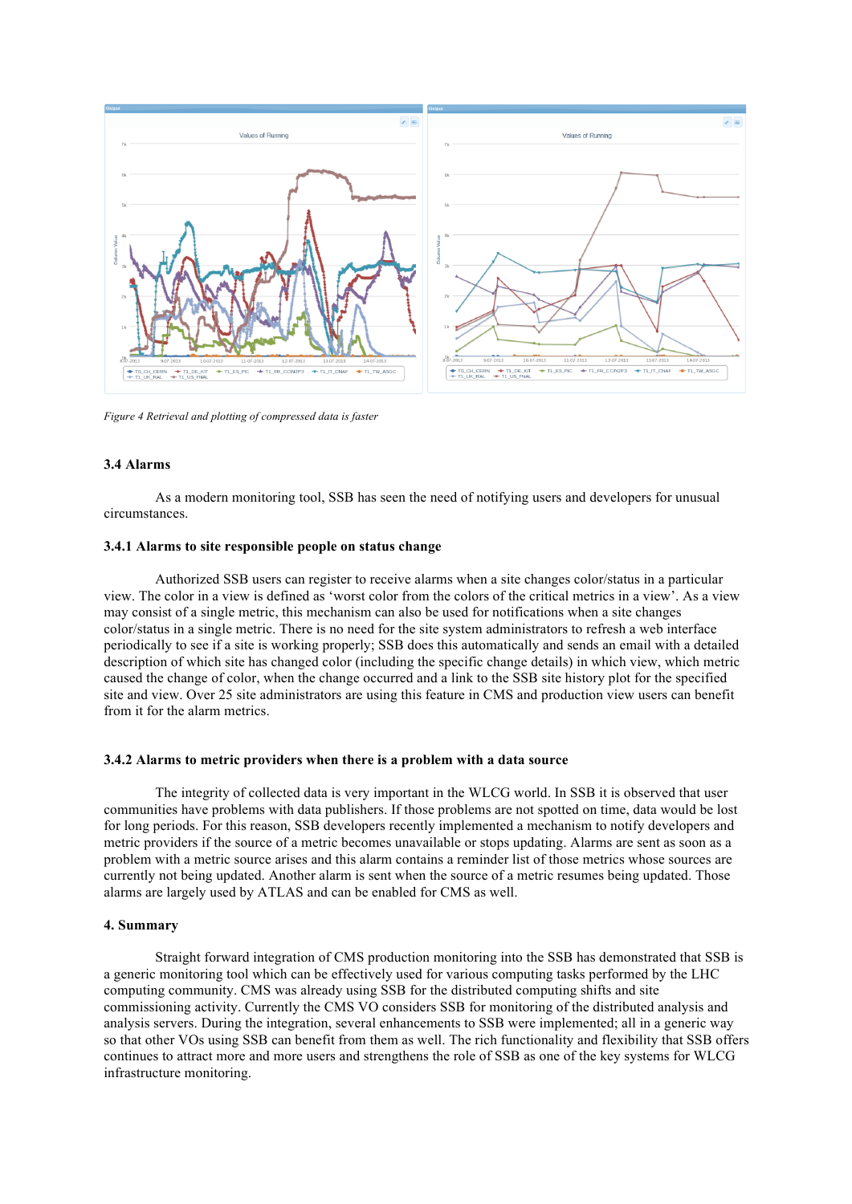Output

Values of Running

7k
6k
5k
4k
3k
2k
1k
0k

Column Value

8-07-2013 9-07-2013 10-07-2013 11-07-2013 12-07-2013 13-07-2013 14-07-2013

T0_CH_CERN T1_DE_KIT T1_ES_PIC T1_FR_CCIN2P3 T1_IT_CNAF T1_TW_ASGC T1_UK_RAL T1_US_FNAL

Output

Values of Running

7k
6k
5k
4k
3k
2k
1k
0k

Column Value

8-07-2013 9-07-2013 10-07-2013 11-07-2013 12-07-2013 13-07-2013 14-07-2013

T0_CH_CERN T1_DE_KIT T1_ES_PIC T1_FR_CCIN2P3 T1_IT_CNAF T1_TW_ASGC T1_UK_RAL T1_US_FNAL

*Figure 4 Retrieval and plotting of compressed data is faster*

### 3.4 Alarms

As a modern monitoring tool, SSB has seen the need of notifying users and developers for unusual circumstances.

#### 3.4.1 Alarms to site responsible people on status change

Authorized SSB users can register to receive alarms when a site changes color/status in a particular view. The color in a view is defined as 'worst color from the colors of the critical metrics in a view'. As a view may consist of a single metric, this mechanism can also be used for notifications when a site changes color/status in a single metric. There is no need for the site system administrators to refresh a web interface periodically to see if a site is working properly; SSB does this automatically and sends an email with a detailed description of which site has changed color (including the specific change details) in which view, which metric caused the change of color, when the change occurred and a link to the SSB site history plot for the specified site and view. Over 25 site administrators are using this feature in CMS and production view users can benefit from it for the alarm metrics.

#### 3.4.2 Alarms to metric providers when there is a problem with a data source

The integrity of collected data is very important in the WLCG world. In SSB it is observed that user communities have problems with data publishers. If those problems are not spotted on time, data would be lost for long periods. For this reason, SSB developers recently implemented a mechanism to notify developers and metric providers if the source of a metric becomes unavailable or stops updating. Alarms are sent as soon as a problem with a metric source arises and this alarm contains a reminder list of those metrics whose sources are currently not being updated. Another alarm is sent when the source of a metric resumes being updated. Those alarms are largely used by ATLAS and can be enabled for CMS as well.

## 4. Summary

Straight forward integration of CMS production monitoring into the SSB has demonstrated that SSB is a generic monitoring tool which can be effectively used for various computing tasks performed by the LHC computing community. CMS was already using SSB for the distributed computing shifts and site commissioning activity. Currently the CMS VO considers SSB for monitoring of the distributed analysis and analysis servers. During the integration, several enhancements to SSB were implemented; all in a generic way so that other VOs using SSB can benefit from them as well. The rich functionality and flexibility that SSB offers continues to attract more and more users and strengthens the role of SSB as one of the key systems for WLCG infrastructure monitoring.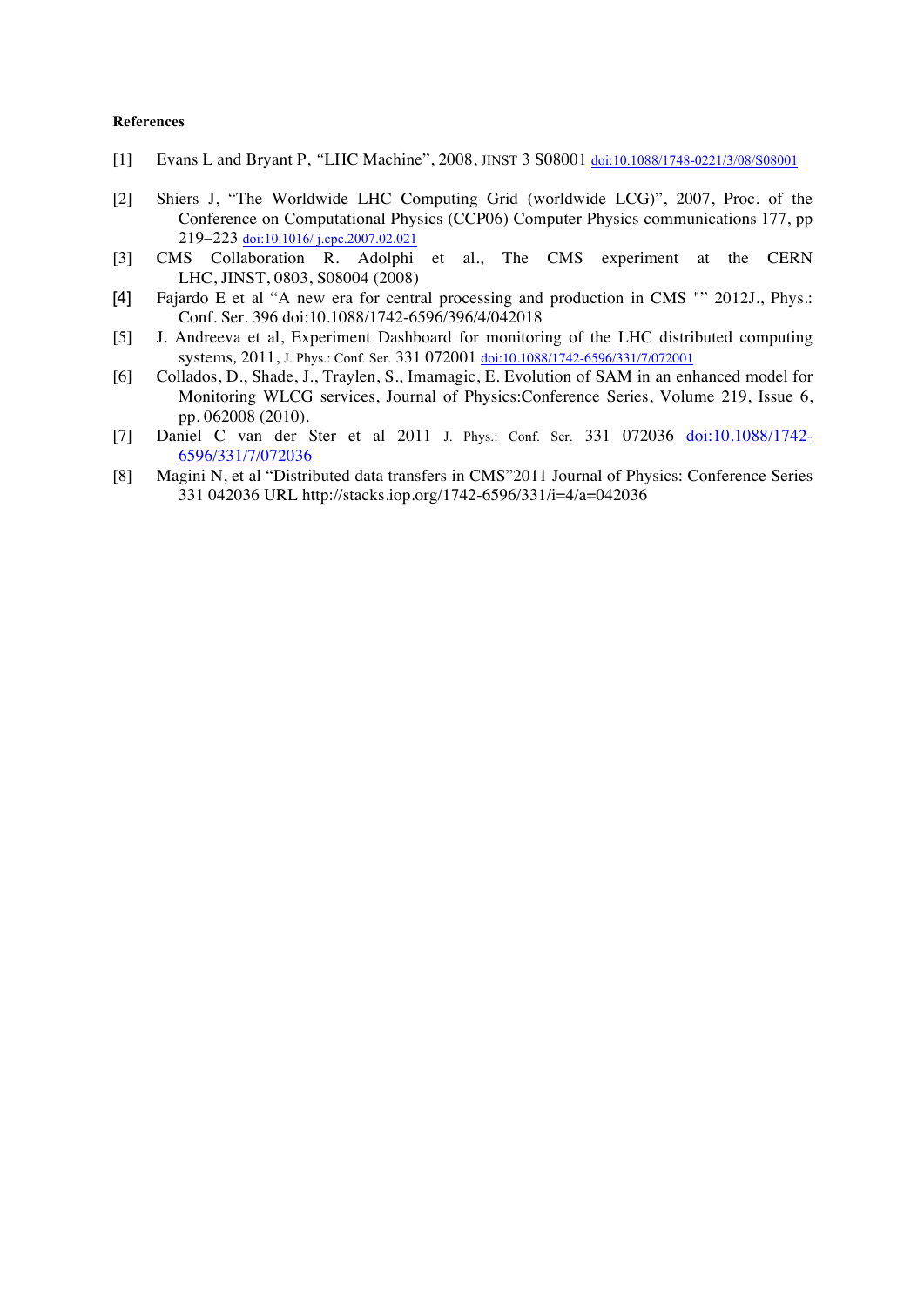**References**

[1] Evans L and Bryant P, "LHC Machine", 2008, JINST 3 S08001 doi:10.1088/1748-0221/3/08/S08001

[2] Shiers J, "The Worldwide LHC Computing Grid (worldwide LCG)", 2007, Proc. of the Conference on Computational Physics (CCP06) Computer Physics communications 177, pp 219–223 doi:10.1016/ j.cpc.2007.02.021

[3] CMS Collaboration R. Adolphi et al., The CMS experiment at the CERN LHC, JINST, 0803, S08004 (2008)

[4] Fajardo E et al "A new era for central processing and production in CMS "" 2012J., Phys.: Conf. Ser. 396 doi:10.1088/1742-6596/396/4/042018

[5] J. Andreeva et al, Experiment Dashboard for monitoring of the LHC distributed computing systems, 2011, J. Phys.: Conf. Ser. 331 072001 doi:10.1088/1742-6596/331/7/072001

[6] Collados, D., Shade, J., Traylen, S., Imamagic, E. Evolution of SAM in an enhanced model for Monitoring WLCG services, Journal of Physics:Conference Series, Volume 219, Issue 6, pp. 062008 (2010).

[7] Daniel C van der Ster et al 2011 J. Phys.: Conf. Ser. 331 072036 doi:10.1088/1742-6596/331/7/072036

[8] Magini N, et al "Distributed data transfers in CMS"2011 Journal of Physics: Conference Series 331 042036 URL http://stacks.iop.org/1742-6596/331/i=4/a=042036